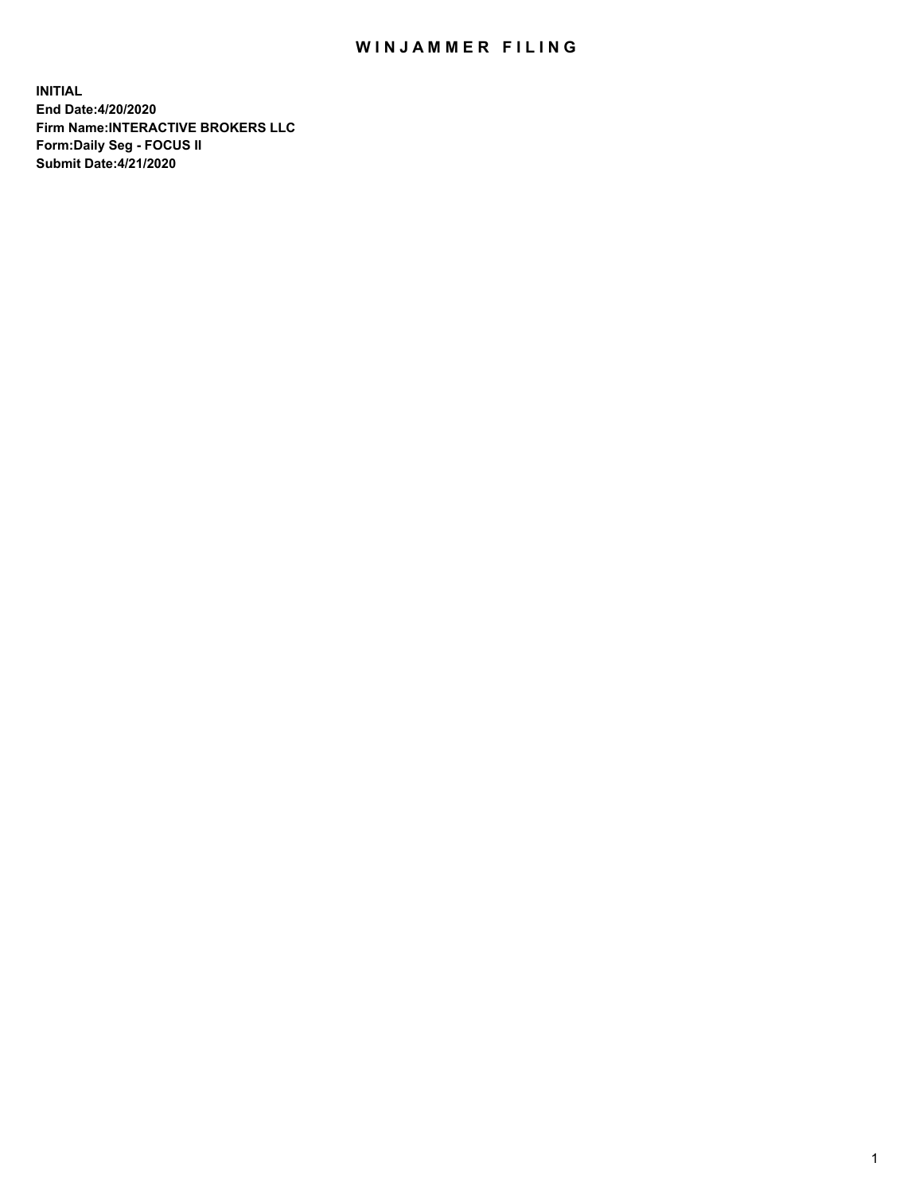# WINJAMMER FILING

**INITIAL**
**End Date:4/20/2020**
**Firm Name:INTERACTIVE BROKERS LLC**
**Form:Daily Seg - FOCUS II**
**Submit Date:4/21/2020**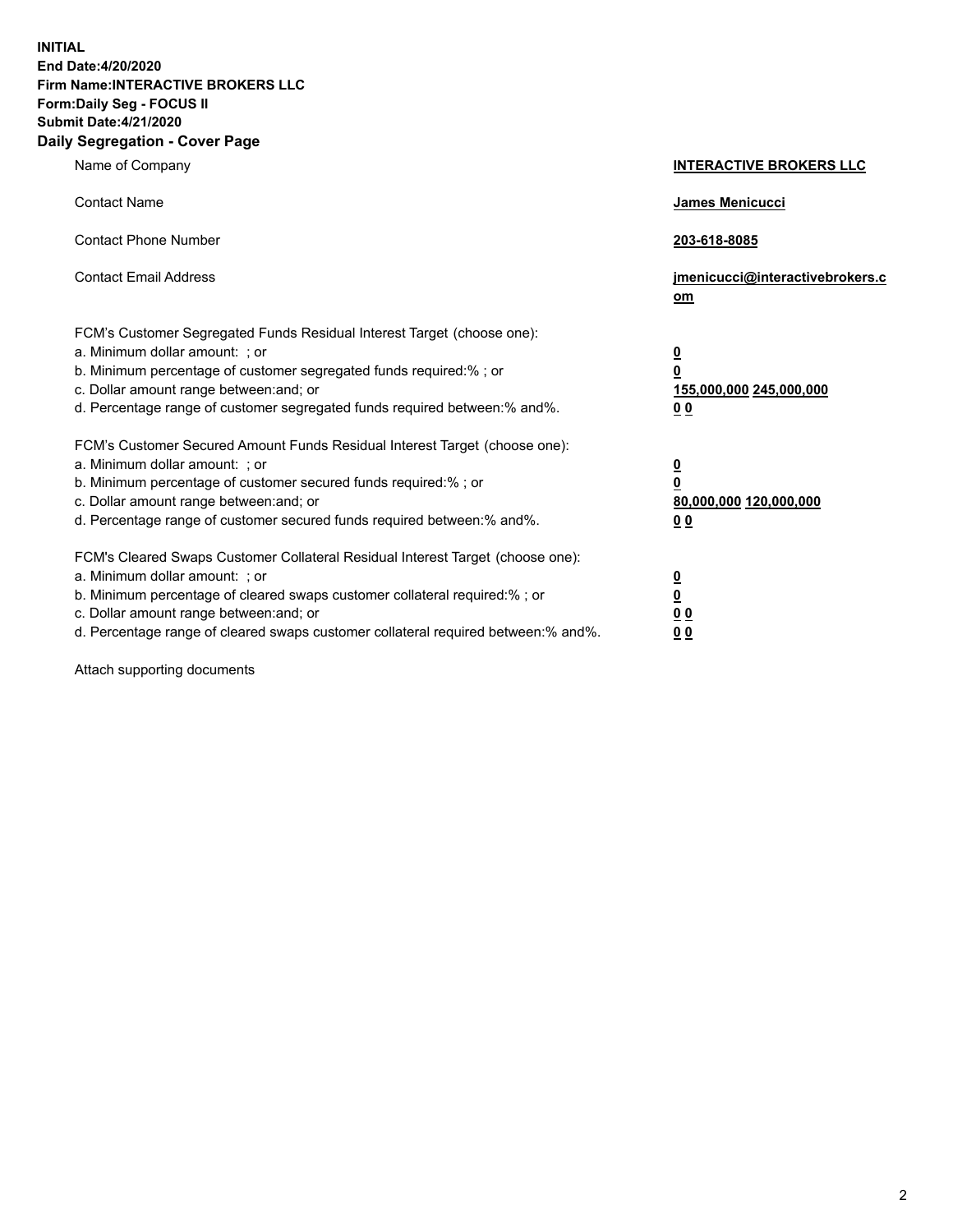**INITIAL**
**End Date:4/20/2020**
**Firm Name:INTERACTIVE BROKERS LLC**
**Form:Daily Seg - FOCUS II**
**Submit Date:4/21/2020**

## Daily Segregation - Cover Page

| | |
|---|---|
| Name of Company | **INTERACTIVE BROKERS LLC** |
| Contact Name | **James Menicucci** |
| Contact Phone Number | **203-618-8085** |
| Contact Email Address | **jmenicucci@interactivebrokers.com** |

FCM's Customer Segregated Funds Residual Interest Target (choose one):

| | |
|---|---|
| a. Minimum dollar amount: ; or | **0** |
| b. Minimum percentage of customer segregated funds required:% ; or | **0** |
| c. Dollar amount range between:and; or | **155,000,000 245,000,000** |
| d. Percentage range of customer segregated funds required between:% and%. | **0 0** |

FCM's Customer Secured Amount Funds Residual Interest Target (choose one):

| | |
|---|---|
| a. Minimum dollar amount: ; or | **0** |
| b. Minimum percentage of customer secured funds required:% ; or | **0** |
| c. Dollar amount range between:and; or | **80,000,000 120,000,000** |
| d. Percentage range of customer secured funds required between:% and%. | **0 0** |

FCM's Cleared Swaps Customer Collateral Residual Interest Target (choose one):

| | |
|---|---|
| a. Minimum dollar amount: ; or | **0** |
| b. Minimum percentage of cleared swaps customer collateral required:% ; or | **0** |
| c. Dollar amount range between:and; or | **0 0** |
| d. Percentage range of cleared swaps customer collateral required between:% and%. | **0 0** |

Attach supporting documents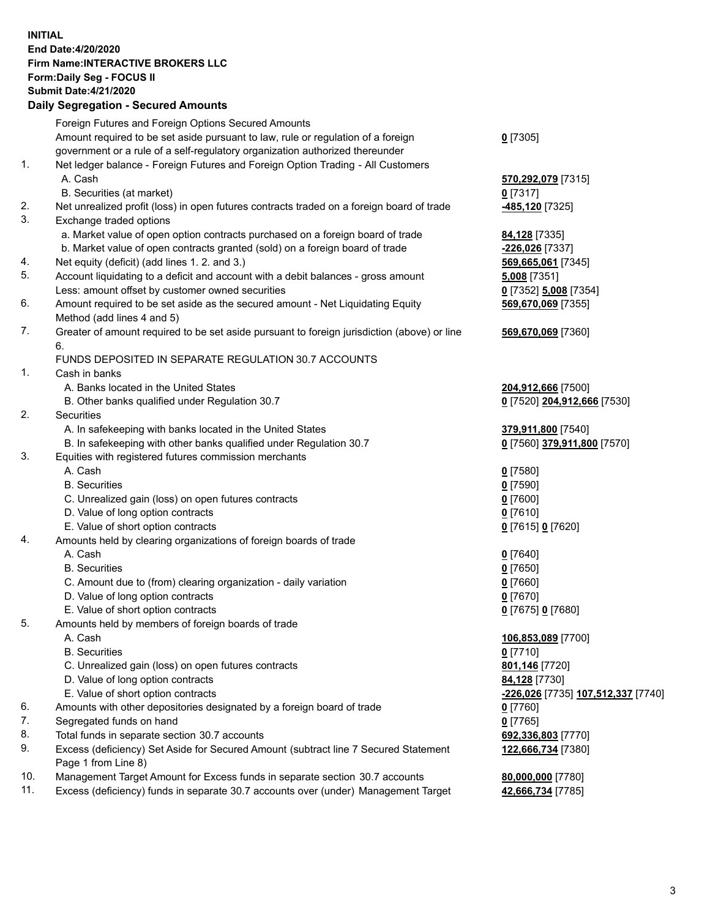**INITIAL**
**End Date:4/20/2020**
**Firm Name:INTERACTIVE BROKERS LLC**
**Form:Daily Seg - FOCUS II**
**Submit Date:4/21/2020**

## Daily Segregation - Secured Amounts

| | | |
|---|---|---|
| | Foreign Futures and Foreign Options Secured Amounts | |
| | Amount required to be set aside pursuant to law, rule or regulation of a foreign government or a rule of a self-regulatory organization authorized thereunder | **0** [7305] |
| 1. | Net ledger balance - Foreign Futures and Foreign Option Trading - All Customers | |
| | A. Cash | **570,292,079** [7315] |
| | B. Securities (at market) | **0** [7317] |
| 2. | Net unrealized profit (loss) in open futures contracts traded on a foreign board of trade | **-485,120** [7325] |
| 3. | Exchange traded options | |
| | a. Market value of open option contracts purchased on a foreign board of trade | **84,128** [7335] |
| | b. Market value of open contracts granted (sold) on a foreign board of trade | **-226,026** [7337] |
| 4. | Net equity (deficit) (add lines 1. 2. and 3.) | **569,665,061** [7345] |
| 5. | Account liquidating to a deficit and account with a debit balances - gross amount | **5,008** [7351] |
| | Less: amount offset by customer owned securities | **0** [7352] **5,008** [7354] |
| 6. | Amount required to be set aside as the secured amount - Net Liquidating Equity Method (add lines 4 and 5) | **569,670,069** [7355] |
| 7. | Greater of amount required to be set aside pursuant to foreign jurisdiction (above) or line 6. | **569,670,069** [7360] |
| | FUNDS DEPOSITED IN SEPARATE REGULATION 30.7 ACCOUNTS | |
| 1. | Cash in banks | |
| | A. Banks located in the United States | **204,912,666** [7500] |
| | B. Other banks qualified under Regulation 30.7 | **0** [7520] **204,912,666** [7530] |
| 2. | Securities | |
| | A. In safekeeping with banks located in the United States | **379,911,800** [7540] |
| | B. In safekeeping with other banks qualified under Regulation 30.7 | **0** [7560] **379,911,800** [7570] |
| 3. | Equities with registered futures commission merchants | |
| | A. Cash | **0** [7580] |
| | B. Securities | **0** [7590] |
| | C. Unrealized gain (loss) on open futures contracts | **0** [7600] |
| | D. Value of long option contracts | **0** [7610] |
| | E. Value of short option contracts | **0** [7615] **0** [7620] |
| 4. | Amounts held by clearing organizations of foreign boards of trade | |
| | A. Cash | **0** [7640] |
| | B. Securities | **0** [7650] |
| | C. Amount due to (from) clearing organization - daily variation | **0** [7660] |
| | D. Value of long option contracts | **0** [7670] |
| | E. Value of short option contracts | **0** [7675] **0** [7680] |
| 5. | Amounts held by members of foreign boards of trade | |
| | A. Cash | **106,853,089** [7700] |
| | B. Securities | **0** [7710] |
| | C. Unrealized gain (loss) on open futures contracts | **801,146** [7720] |
| | D. Value of long option contracts | **84,128** [7730] |
| | E. Value of short option contracts | **-226,026** [7735] **107,512,337** [7740] |
| 6. | Amounts with other depositories designated by a foreign board of trade | **0** [7760] |
| 7. | Segregated funds on hand | **0** [7765] |
| 8. | Total funds in separate section 30.7 accounts | **692,336,803** [7770] |
| 9. | Excess (deficiency) Set Aside for Secured Amount (subtract line 7 Secured Statement Page 1 from Line 8) | **122,666,734** [7380] |
| 10. | Management Target Amount for Excess funds in separate section 30.7 accounts | **80,000,000** [7780] |
| 11. | Excess (deficiency) funds in separate 30.7 accounts over (under) Management Target | **42,666,734** [7785] |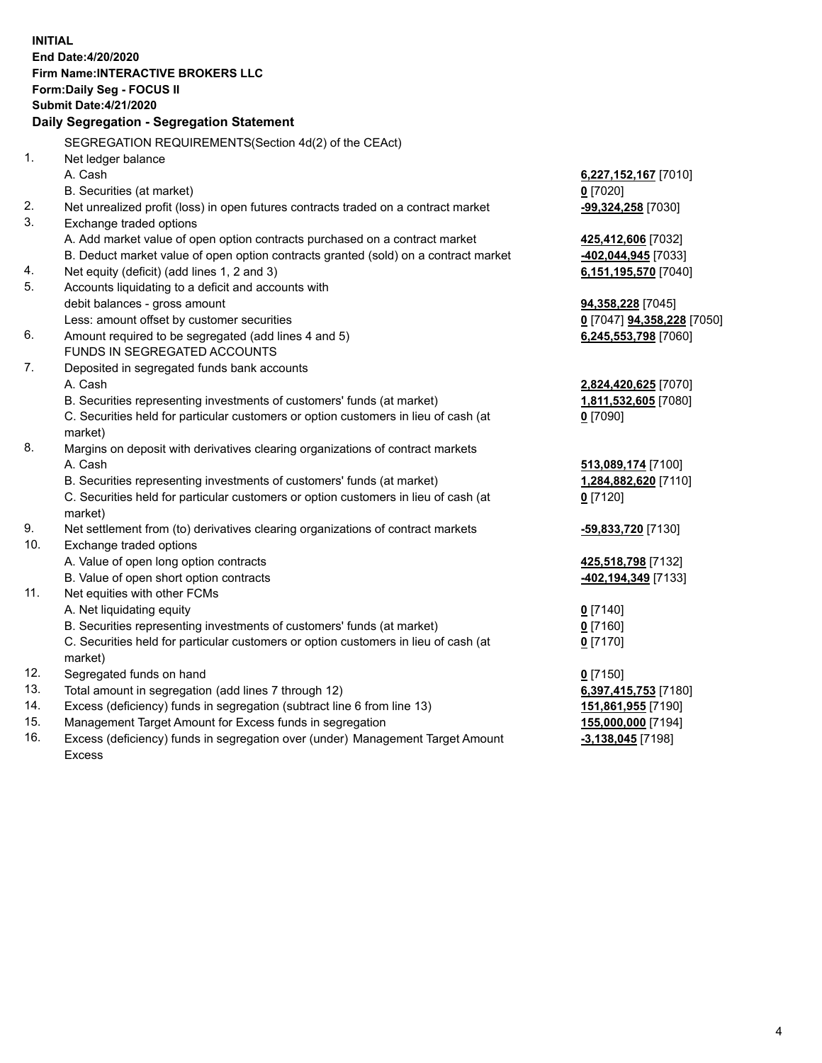**INITIAL**
**End Date:4/20/2020**
**Firm Name:INTERACTIVE BROKERS LLC**
**Form:Daily Seg - FOCUS II**
**Submit Date:4/21/2020**

**Daily Segregation - Segregation Statement**

SEGREGATION REQUIREMENTS(Section 4d(2) of the CEAct)

| | | |
|---|---|---|
| 1. | Net ledger balance | |
| | A. Cash | **6,227,152,167** [7010] |
| | B. Securities (at market) | **0** [7020] |
| 2. | Net unrealized profit (loss) in open futures contracts traded on a contract market | **-99,324,258** [7030] |
| 3. | Exchange traded options | |
| | A. Add market value of open option contracts purchased on a contract market | **425,412,606** [7032] |
| | B. Deduct market value of open option contracts granted (sold) on a contract market | **-402,044,945** [7033] |
| 4. | Net equity (deficit) (add lines 1, 2 and 3) | **6,151,195,570** [7040] |
| 5. | Accounts liquidating to a deficit and accounts with debit balances - gross amount | **94,358,228** [7045] |
| | Less: amount offset by customer securities | **0** [7047] **94,358,228** [7050] |
| 6. | Amount required to be segregated (add lines 4 and 5) | **6,245,553,798** [7060] |
| | FUNDS IN SEGREGATED ACCOUNTS | |
| 7. | Deposited in segregated funds bank accounts | |
| | A. Cash | **2,824,420,625** [7070] |
| | B. Securities representing investments of customers' funds (at market) | **1,811,532,605** [7080] |
| | C. Securities held for particular customers or option customers in lieu of cash (at market) | **0** [7090] |
| 8. | Margins on deposit with derivatives clearing organizations of contract markets | |
| | A. Cash | **513,089,174** [7100] |
| | B. Securities representing investments of customers' funds (at market) | **1,284,882,620** [7110] |
| | C. Securities held for particular customers or option customers in lieu of cash (at market) | **0** [7120] |
| 9. | Net settlement from (to) derivatives clearing organizations of contract markets | **-59,833,720** [7130] |
| 10. | Exchange traded options | |
| | A. Value of open long option contracts | **425,518,798** [7132] |
| | B. Value of open short option contracts | **-402,194,349** [7133] |
| 11. | Net equities with other FCMs | |
| | A. Net liquidating equity | **0** [7140] |
| | B. Securities representing investments of customers' funds (at market) | **0** [7160] |
| | C. Securities held for particular customers or option customers in lieu of cash (at market) | **0** [7170] |
| 12. | Segregated funds on hand | **0** [7150] |
| 13. | Total amount in segregation (add lines 7 through 12) | **6,397,415,753** [7180] |
| 14. | Excess (deficiency) funds in segregation (subtract line 6 from line 13) | **151,861,955** [7190] |
| 15. | Management Target Amount for Excess funds in segregation | **155,000,000** [7194] |
| 16. | Excess (deficiency) funds in segregation over (under) Management Target Amount Excess | **-3,138,045** [7198] |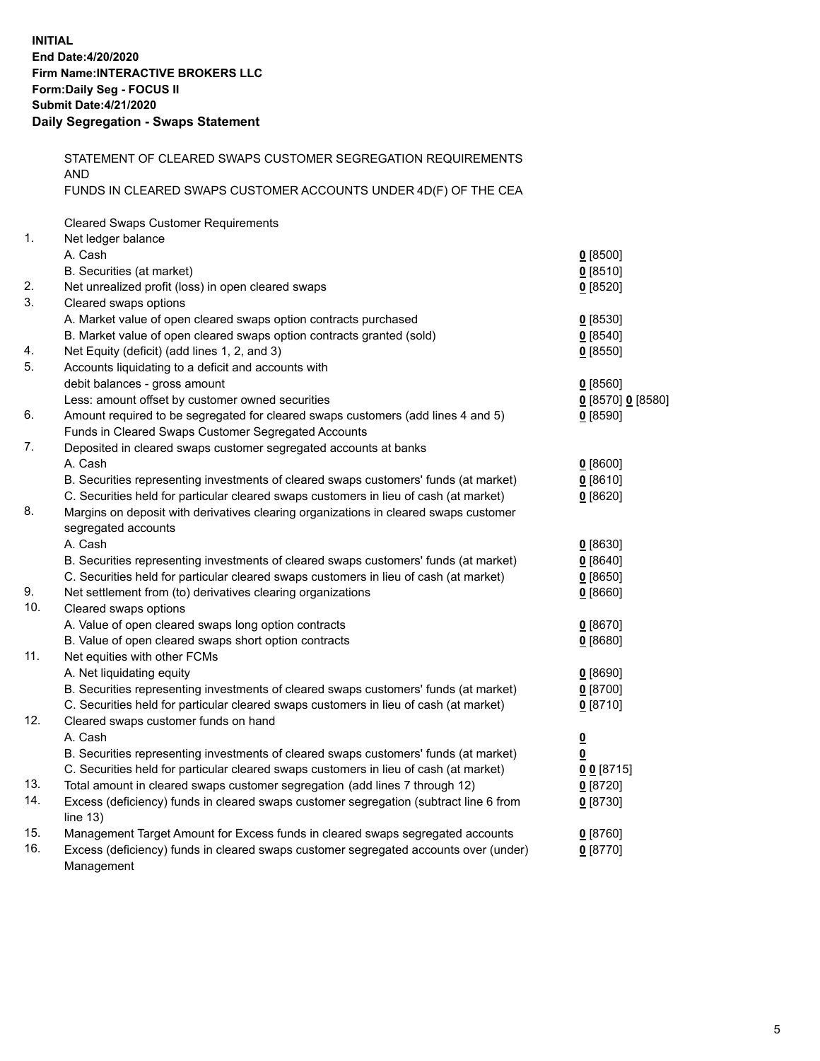**INITIAL**
**End Date:4/20/2020**
**Firm Name:INTERACTIVE BROKERS LLC**
**Form:Daily Seg - FOCUS II**
**Submit Date:4/21/2020**
**Daily Segregation - Swaps Statement**

STATEMENT OF CLEARED SWAPS CUSTOMER SEGREGATION REQUIREMENTS AND
FUNDS IN CLEARED SWAPS CUSTOMER ACCOUNTS UNDER 4D(F) OF THE CEA

| | | |
|---|---|---|
| | Cleared Swaps Customer Requirements | |
| 1. | Net ledger balance | |
| | A. Cash | 0 [8500] |
| | B. Securities (at market) | 0 [8510] |
| 2. | Net unrealized profit (loss) in open cleared swaps | 0 [8520] |
| 3. | Cleared swaps options | |
| | A. Market value of open cleared swaps option contracts purchased | 0 [8530] |
| | B. Market value of open cleared swaps option contracts granted (sold) | 0 [8540] |
| 4. | Net Equity (deficit) (add lines 1, 2, and 3) | 0 [8550] |
| 5. | Accounts liquidating to a deficit and accounts with | |
| | debit balances - gross amount | 0 [8560] |
| | Less: amount offset by customer owned securities | 0 [8570] 0 [8580] |
| 6. | Amount required to be segregated for cleared swaps customers (add lines 4 and 5) | 0 [8590] |
| | Funds in Cleared Swaps Customer Segregated Accounts | |
| 7. | Deposited in cleared swaps customer segregated accounts at banks | |
| | A. Cash | 0 [8600] |
| | B. Securities representing investments of cleared swaps customers' funds (at market) | 0 [8610] |
| | C. Securities held for particular cleared swaps customers in lieu of cash (at market) | 0 [8620] |
| 8. | Margins on deposit with derivatives clearing organizations in cleared swaps customer segregated accounts | |
| | A. Cash | 0 [8630] |
| | B. Securities representing investments of cleared swaps customers' funds (at market) | 0 [8640] |
| | C. Securities held for particular cleared swaps customers in lieu of cash (at market) | 0 [8650] |
| 9. | Net settlement from (to) derivatives clearing organizations | 0 [8660] |
| 10. | Cleared swaps options | |
| | A. Value of open cleared swaps long option contracts | 0 [8670] |
| | B. Value of open cleared swaps short option contracts | 0 [8680] |
| 11. | Net equities with other FCMs | |
| | A. Net liquidating equity | 0 [8690] |
| | B. Securities representing investments of cleared swaps customers' funds (at market) | 0 [8700] |
| | C. Securities held for particular cleared swaps customers in lieu of cash (at market) | 0 [8710] |
| 12. | Cleared swaps customer funds on hand | |
| | A. Cash | 0 |
| | B. Securities representing investments of cleared swaps customers' funds (at market) | 0 |
| | C. Securities held for particular cleared swaps customers in lieu of cash (at market) | 0 0 [8715] |
| 13. | Total amount in cleared swaps customer segregation (add lines 7 through 12) | 0 [8720] |
| 14. | Excess (deficiency) funds in cleared swaps customer segregation (subtract line 6 from line 13) | 0 [8730] |
| 15. | Management Target Amount for Excess funds in cleared swaps segregated accounts | 0 [8760] |
| 16. | Excess (deficiency) funds in cleared swaps customer segregated accounts over (under) Management | 0 [8770] |